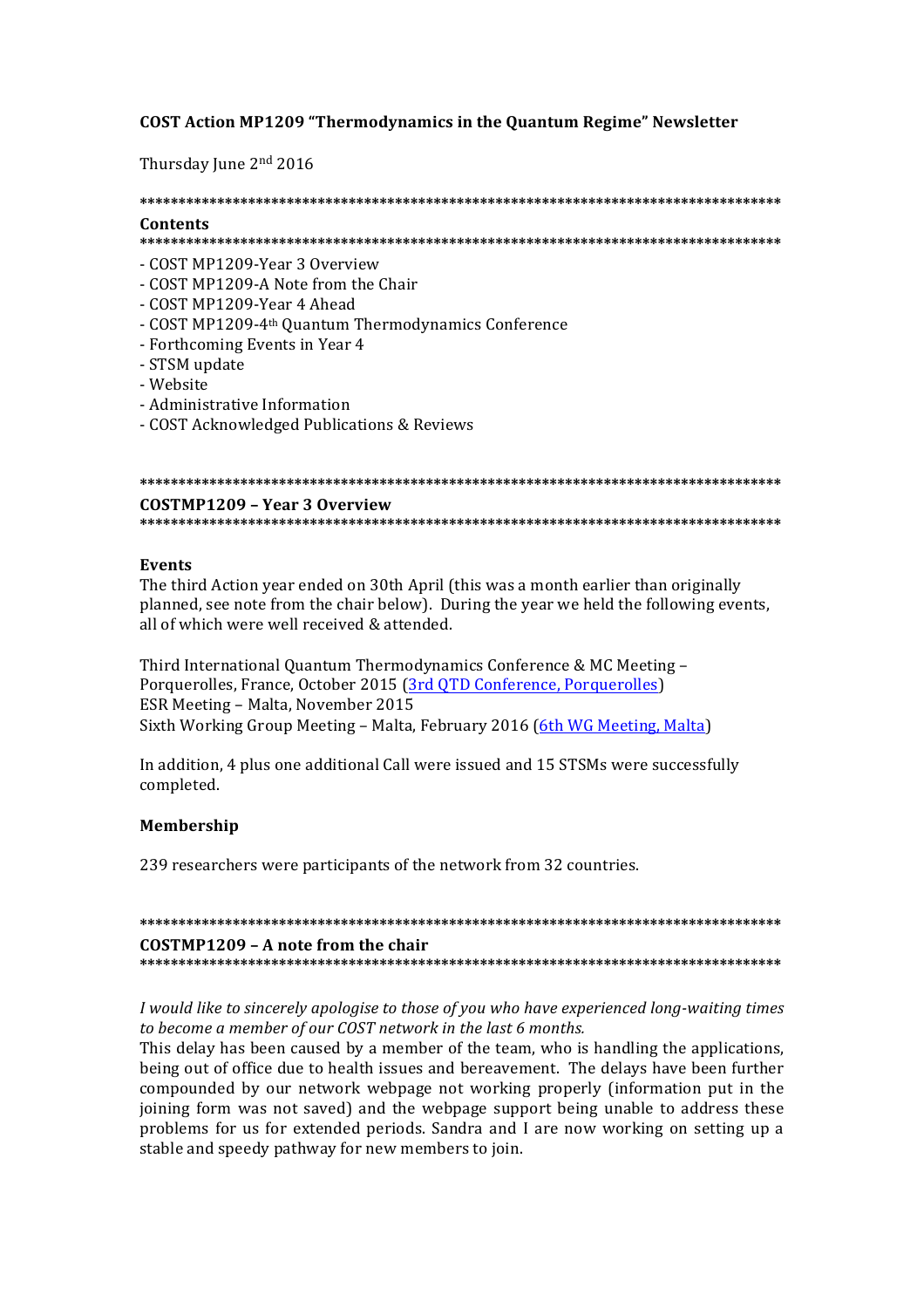**COST Action MP1209 "Thermodynamics in the Quantum Regime" Newsletter**

Thursday June 2nd 2016

\*\*\*\*\*\*\*\*\*\*\*\*\*\*\*\*\*\*\*\*\*\*\*\*\*\*\*\*\*\*\*\*\*\*\*\*\*\*\*\*\*\*\*\*\*\*\*\*\*\*\*\*\*\*\*\*\*\*\*\*\*\*\*\*\*\*\*\*\*\*\*\*\*\*\*\*\*\*\*\*\*\*

**Contents**

\*\*\*\*\*\*\*\*\*\*\*\*\*\*\*\*\*\*\*\*\*\*\*\*\*\*\*\*\*\*\*\*\*\*\*\*\*\*\*\*\*\*\*\*\*\*\*\*\*\*\*\*\*\*\*\*\*\*\*\*\*\*\*\*\*\*\*\*\*\*\*\*\*\*\*\*\*\*\*\*\*\*

- COST MP1209-Year 3 Overview
- COST MP1209-A Note from the Chair
- COST MP1209-Year 4 Ahead
- COST MP1209-4th Quantum Thermodynamics Conference
- Forthcoming Events in Year 4
- STSM update
- Website
- Administrative Information
- COST Acknowledged Publications & Reviews

\*\*\*\*\*\*\*\*\*\*\*\*\*\*\*\*\*\*\*\*\*\*\*\*\*\*\*\*\*\*\*\*\*\*\*\*\*\*\*\*\*\*\*\*\*\*\*\*\*\*\*\*\*\*\*\*\*\*\*\*\*\*\*\*\*\*\*\*\*\*\*\*\*\*\*\*\*\*\*\*\*\*

**COSTMP1209 – Year 3 Overview**

\*\*\*\*\*\*\*\*\*\*\*\*\*\*\*\*\*\*\*\*\*\*\*\*\*\*\*\*\*\*\*\*\*\*\*\*\*\*\*\*\*\*\*\*\*\*\*\*\*\*\*\*\*\*\*\*\*\*\*\*\*\*\*\*\*\*\*\*\*\*\*\*\*\*\*\*\*\*\*\*\*\*

**Events**

The third Action year ended on 30th April (this was a month earlier than originally planned, see note from the chair below). During the year we held the following events, all of which were well received & attended.

Third International Quantum Thermodynamics Conference & MC Meeting – Porquerolles, France, October 2015 (3rd QTD Conference, Porquerolles)
ESR Meeting – Malta, November 2015
Sixth Working Group Meeting – Malta, February 2016 (6th WG Meeting, Malta)

In addition, 4 plus one additional Call were issued and 15 STSMs were successfully completed.

**Membership**

239 researchers were participants of the network from 32 countries.

\*\*\*\*\*\*\*\*\*\*\*\*\*\*\*\*\*\*\*\*\*\*\*\*\*\*\*\*\*\*\*\*\*\*\*\*\*\*\*\*\*\*\*\*\*\*\*\*\*\*\*\*\*\*\*\*\*\*\*\*\*\*\*\*\*\*\*\*\*\*\*\*\*\*\*\*\*\*\*\*\*\*

**COSTMP1209 – A note from the chair**

\*\*\*\*\*\*\*\*\*\*\*\*\*\*\*\*\*\*\*\*\*\*\*\*\*\*\*\*\*\*\*\*\*\*\*\*\*\*\*\*\*\*\*\*\*\*\*\*\*\*\*\*\*\*\*\*\*\*\*\*\*\*\*\*\*\*\*\*\*\*\*\*\*\*\*\*\*\*\*\*\*\*

*I would like to sincerely apologise to those of you who have experienced long-waiting times to become a member of our COST network in the last 6 months.*

This delay has been caused by a member of the team, who is handling the applications, being out of office due to health issues and bereavement. The delays have been further compounded by our network webpage not working properly (information put in the joining form was not saved) and the webpage support being unable to address these problems for us for extended periods. Sandra and I are now working on setting up a stable and speedy pathway for new members to join.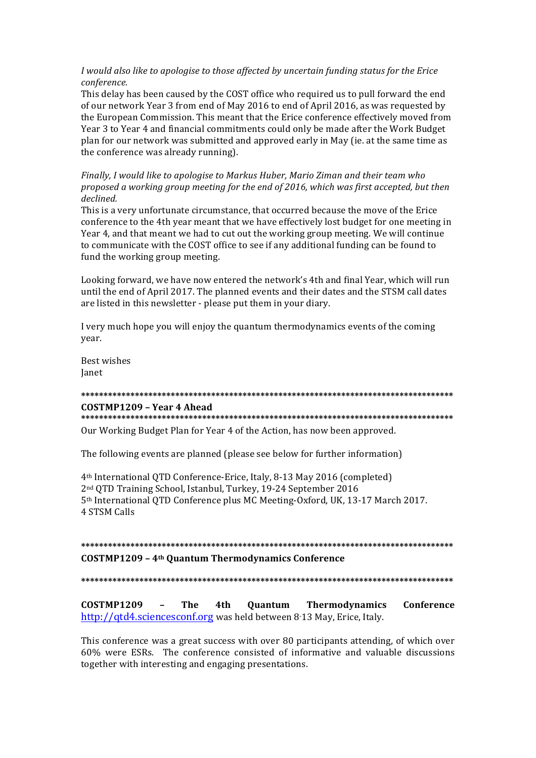*I would also like to apologise to those affected by uncertain funding status for the Erice conference.*

This delay has been caused by the COST office who required us to pull forward the end of our network Year 3 from end of May 2016 to end of April 2016, as was requested by the European Commission. This meant that the Erice conference effectively moved from Year 3 to Year 4 and financial commitments could only be made after the Work Budget plan for our network was submitted and approved early in May (ie. at the same time as the conference was already running).

*Finally, I would like to apologise to Markus Huber, Mario Ziman and their team who proposed a working group meeting for the end of 2016, which was first accepted, but then declined.*

This is a very unfortunate circumstance, that occurred because the move of the Erice conference to the 4th year meant that we have effectively lost budget for one meeting in Year 4, and that meant we had to cut out the working group meeting. We will continue to communicate with the COST office to see if any additional funding can be found to fund the working group meeting.

Looking forward, we have now entered the network's 4th and final Year, which will run until the end of April 2017. The planned events and their dates and the STSM call dates are listed in this newsletter - please put them in your diary.

I very much hope you will enjoy the quantum thermodynamics events of the coming year.

Best wishes
Janet

**************************************************************************************

**COSTMP1209 – Year 4 Ahead**

**************************************************************************************

Our Working Budget Plan for Year 4 of the Action, has now been approved.

The following events are planned (please see below for further information)

4th International QTD Conference-Erice, Italy, 8-13 May 2016 (completed)
2nd QTD Training School, Istanbul, Turkey, 19-24 September 2016
5th International QTD Conference plus MC Meeting-Oxford, UK, 13-17 March 2017.
4 STSM Calls

**************************************************************************************

**COSTMP1209 – 4th Quantum Thermodynamics Conference**

**************************************************************************************

**COSTMP1209 – The 4th Quantum Thermodynamics Conference** http://qtd4.sciencesconf.org was held between 8-13 May, Erice, Italy.

This conference was a great success with over 80 participants attending, of which over 60% were ESRs. The conference consisted of informative and valuable discussions together with interesting and engaging presentations.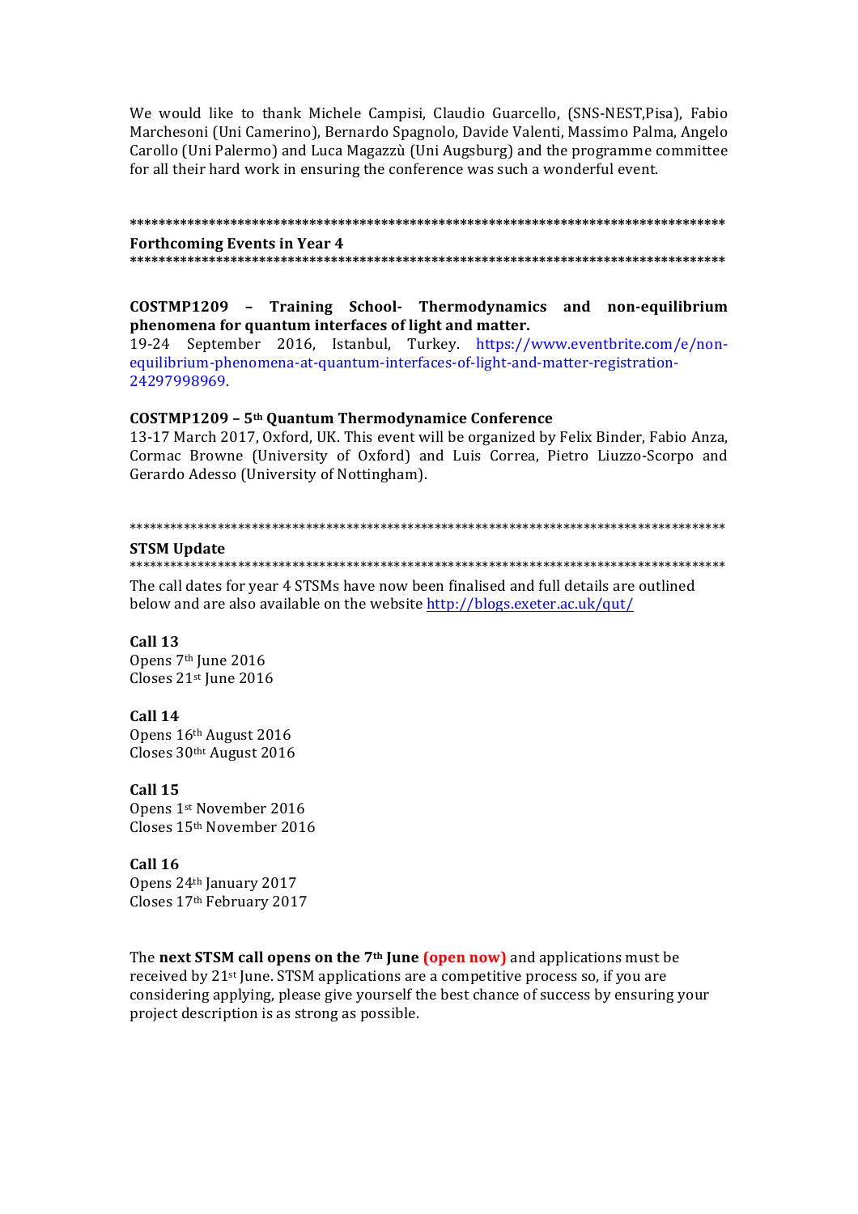We would like to thank Michele Campisi, Claudio Guarcello, (SNS-NEST,Pisa), Fabio Marchesoni (Uni Camerino), Bernardo Spagnolo, Davide Valenti, Massimo Palma, Angelo Carollo (Uni Palermo) and Luca Magazzù (Uni Augsburg) and the programme committee for all their hard work in ensuring the conference was such a wonderful event.

**************************************************************************************

**Forthcoming Events in Year 4**

**************************************************************************************

**COSTMP1209 – Training School- Thermodynamics and non-equilibrium phenomena for quantum interfaces of light and matter.**

19-24 September 2016, Istanbul, Turkey. https://www.eventbrite.com/e/non-equilibrium-phenomena-at-quantum-interfaces-of-light-and-matter-registration-24297998969.

**COSTMP1209 – 5th Quantum Thermodynamice Conference**

13-17 March 2017, Oxford, UK. This event will be organized by Felix Binder, Fabio Anza, Cormac Browne (University of Oxford) and Luis Correa, Pietro Liuzzo-Scorpo and Gerardo Adesso (University of Nottingham).

**************************************************************************************

**STSM Update**

**************************************************************************************

The call dates for year 4 STSMs have now been finalised and full details are outlined below and are also available on the website http://blogs.exeter.ac.uk/qut/

**Call 13**
Opens 7th June 2016
Closes 21st June 2016

**Call 14**
Opens 16th August 2016
Closes 30tht August 2016

**Call 15**
Opens 1st November 2016
Closes 15th November 2016

**Call 16**
Opens 24th January 2017
Closes 17th February 2017

The **next STSM call opens on the 7th June (open now)** and applications must be received by 21st June. STSM applications are a competitive process so, if you are considering applying, please give yourself the best chance of success by ensuring your project description is as strong as possible.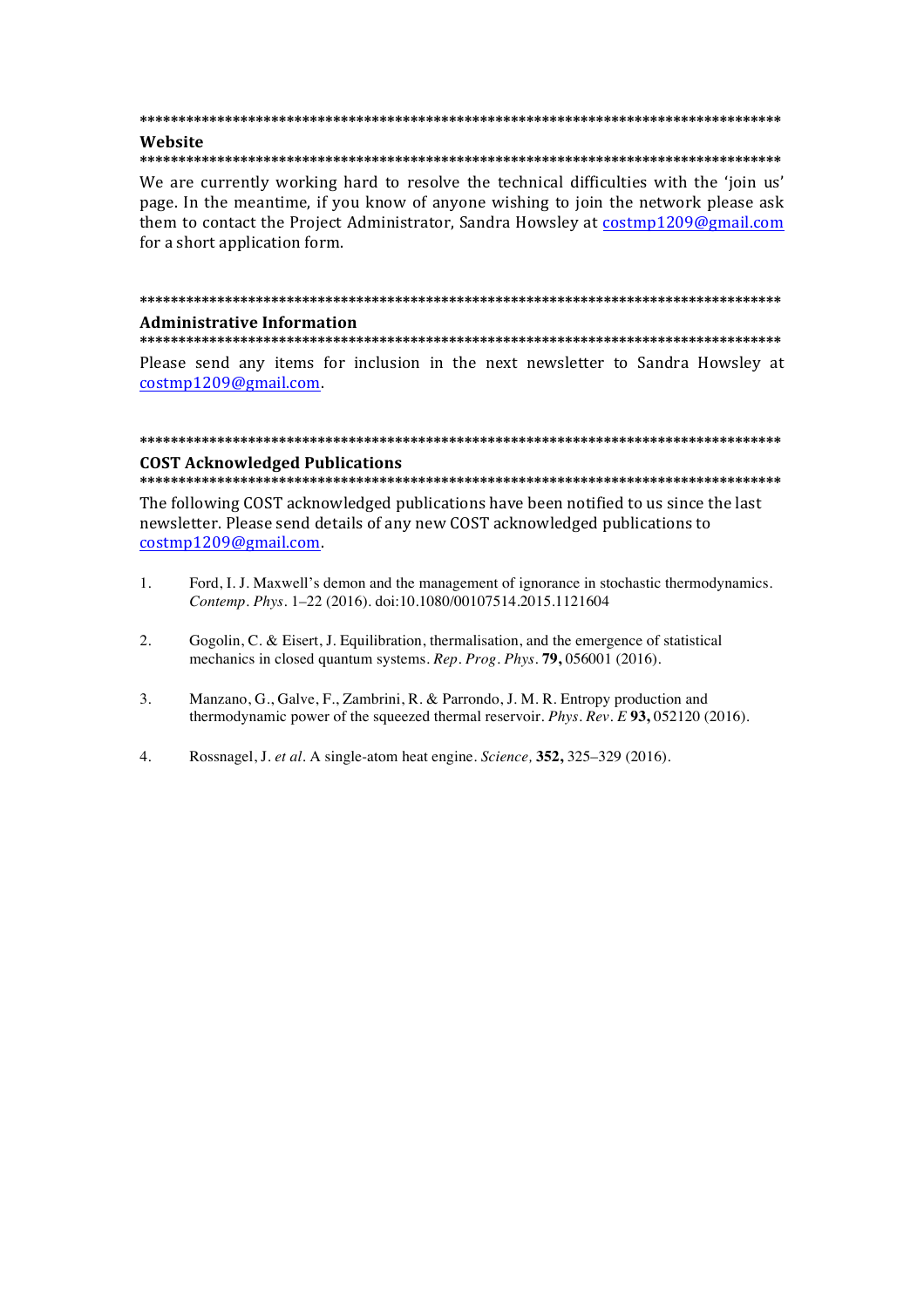***********************************************************************************

## Website

***********************************************************************************

We are currently working hard to resolve the technical difficulties with the 'join us' page. In the meantime, if you know of anyone wishing to join the network please ask them to contact the Project Administrator, Sandra Howsley at costmp1209@gmail.com for a short application form.

***********************************************************************************

## Administrative Information

***********************************************************************************

Please send any items for inclusion in the next newsletter to Sandra Howsley at costmp1209@gmail.com.

***********************************************************************************

## COST Acknowledged Publications

***********************************************************************************

The following COST acknowledged publications have been notified to us since the last newsletter. Please send details of any new COST acknowledged publications to costmp1209@gmail.com.

1. Ford, I. J. Maxwell's demon and the management of ignorance in stochastic thermodynamics. *Contemp. Phys.* 1–22 (2016). doi:10.1080/00107514.2015.1121604

2. Gogolin, C. & Eisert, J. Equilibration, thermalisation, and the emergence of statistical mechanics in closed quantum systems. *Rep. Prog. Phys.* **79,** 056001 (2016).

3. Manzano, G., Galve, F., Zambrini, R. & Parrondo, J. M. R. Entropy production and thermodynamic power of the squeezed thermal reservoir. *Phys. Rev. E* **93,** 052120 (2016).

4. Rossnagel, J. *et al.* A single-atom heat engine. *Science,* **352,** 325–329 (2016).